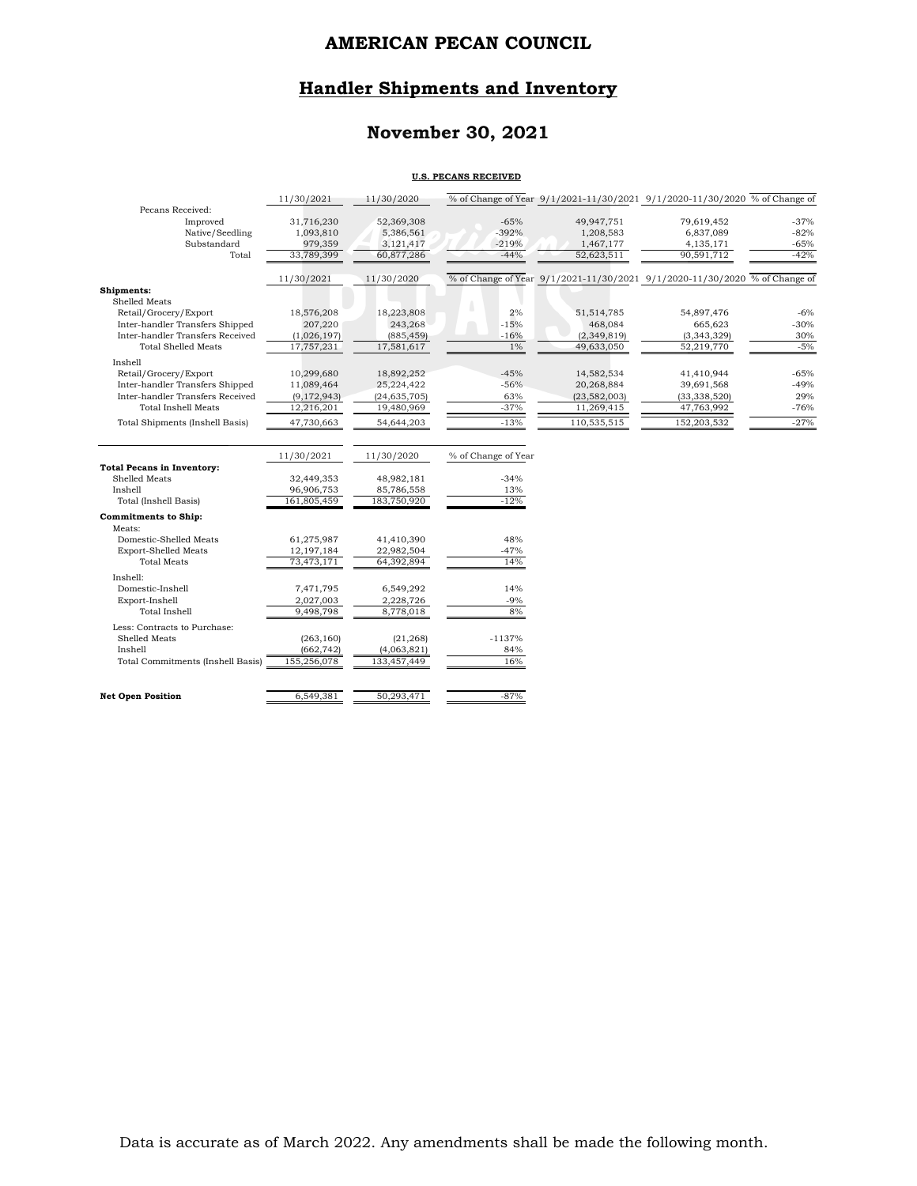# AMERICAN PECAN COUNCIL

## Handler Shipments and Inventory

## November 30, 2021

**U.S. PECANS RECEIVED**

| | 11/30/2021 | 11/30/2020 | % of Change of Year | 9/1/2021-11/30/2021 | 9/1/2020-11/30/2020 | % of Change of |
|---|---|---|---|---|---|---|
| Pecans Received: | | | | | | |
| Improved | 31,716,230 | 52,369,308 | -65% | 49,947,751 | 79,619,452 | -37% |
| Native/Seedling | 1,093,810 | 5,386,561 | -392% | 1,208,583 | 6,837,089 | -82% |
| Substandard | 979,359 | 3,121,417 | -219% | 1,467,177 | 4,135,171 | -65% |
| Total | 33,789,399 | 60,877,286 | -44% | 52,623,511 | 90,591,712 | -42% |

| | 11/30/2021 | 11/30/2020 | % of Change of Year | 9/1/2021-11/30/2021 | 9/1/2020-11/30/2020 | % of Change of |
|---|---|---|---|---|---|---|
| **Shipments:** | | | | | | |
| Shelled Meats | | | | | | |
| Retail/Grocery/Export | 18,576,208 | 18,223,808 | 2% | 51,514,785 | 54,897,476 | -6% |
| Inter-handler Transfers Shipped | 207,220 | 243,268 | -15% | 468,084 | 665,623 | -30% |
| Inter-handler Transfers Received | (1,026,197) | (885,459) | -16% | (2,349,819) | (3,343,329) | 30% |
| Total Shelled Meats | 17,757,231 | 17,581,617 | 1% | 49,633,050 | 52,219,770 | -5% |
| Inshell | | | | | | |
| Retail/Grocery/Export | 10,299,680 | 18,892,252 | -45% | 14,582,534 | 41,410,944 | -65% |
| Inter-handler Transfers Shipped | 11,089,464 | 25,224,422 | -56% | 20,268,884 | 39,691,568 | -49% |
| Inter-handler Transfers Received | (9,172,943) | (24,635,705) | 63% | (23,582,003) | (33,338,520) | 29% |
| Total Inshell Meats | 12,216,201 | 19,480,969 | -37% | 11,269,415 | 47,763,992 | -76% |
| Total Shipments (Inshell Basis) | 47,730,663 | 54,644,203 | -13% | 110,535,515 | 152,203,532 | -27% |

| | 11/30/2021 | 11/30/2020 | % of Change of Year |
|---|---|---|---|
| **Total Pecans in Inventory:** | | | |
| Shelled Meats | 32,449,353 | 48,982,181 | -34% |
| Inshell | 96,906,753 | 85,786,558 | 13% |
| Total (Inshell Basis) | 161,805,459 | 183,750,920 | -12% |
| **Commitments to Ship:** | | | |
| Meats: | | | |
| Domestic-Shelled Meats | 61,275,987 | 41,410,390 | 48% |
| Export-Shelled Meats | 12,197,184 | 22,982,504 | -47% |
| Total Meats | 73,473,171 | 64,392,894 | 14% |
| Inshell: | | | |
| Domestic-Inshell | 7,471,795 | 6,549,292 | 14% |
| Export-Inshell | 2,027,003 | 2,228,726 | -9% |
| Total Inshell | 9,498,798 | 8,778,018 | 8% |
| Less: Contracts to Purchase: | | | |
| Shelled Meats | (263,160) | (21,268) | -1137% |
| Inshell | (662,742) | (4,063,821) | 84% |
| Total Commitments (Inshell Basis) | 155,256,078 | 133,457,449 | 16% |
| **Net Open Position** | 6,549,381 | 50,293,471 | -87% |

Data is accurate as of March 2022. Any amendments shall be made the following month.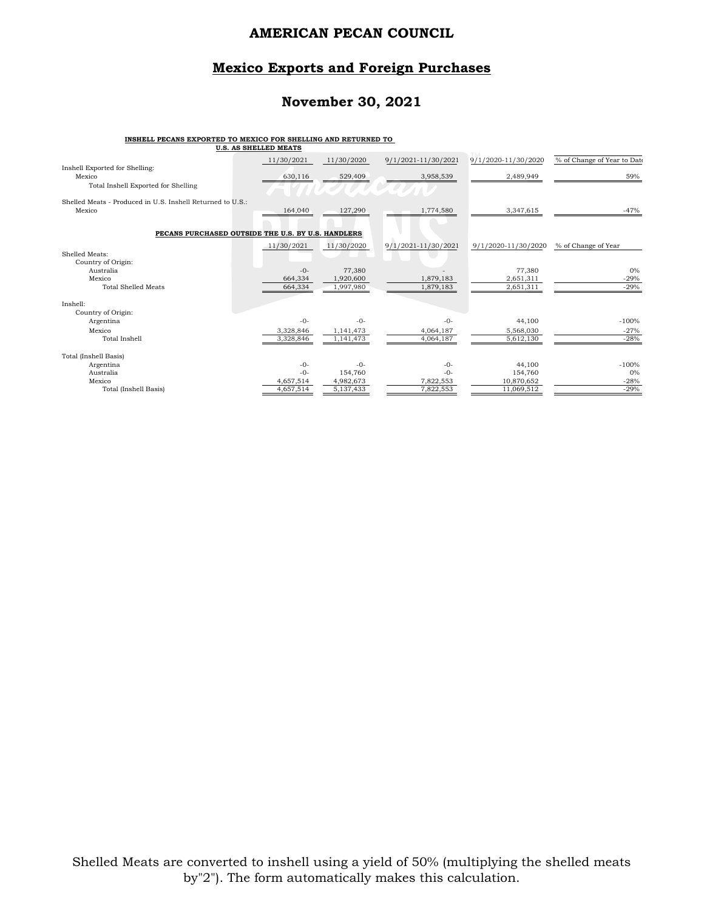# AMERICAN PECAN COUNCIL

## Mexico Exports and Foreign Purchases

## November 30, 2021

**INSHELL PECANS EXPORTED TO MEXICO FOR SHELLING AND RETURNED TO U.S. AS SHELLED MEATS**

| | 11/30/2021 | 11/30/2020 | 9/1/2021-11/30/2021 | 9/1/2020-11/30/2020 | % of Change of Year to Date |
|---|---|---|---|---|---|
| Inshell Exported for Shelling: | | | | | |
| Mexico | 630,116 | 529,409 | 3,958,539 | 2,489,949 | 59% |
| Total Inshell Exported for Shelling | | | | | |
| Shelled Meats - Produced in U.S. Inshell Returned to U.S.: | | | | | |
| Mexico | 164,040 | 127,290 | 1,774,580 | 3,347,615 | -47% |

**PECANS PURCHASED OUTSIDE THE U.S. BY U.S. HANDLERS**

| | 11/30/2021 | 11/30/2020 | 9/1/2021-11/30/2021 | 9/1/2020-11/30/2020 | % of Change of Year |
|---|---|---|---|---|---|
| Shelled Meats: | | | | | |
| Country of Origin: | | | | | |
| Australia | -0- | 77,380 | - | 77,380 | 0% |
| Mexico | 664,334 | 1,920,600 | 1,879,183 | 2,651,311 | -29% |
| Total Shelled Meats | 664,334 | 1,997,980 | 1,879,183 | 2,651,311 | -29% |
| Inshell: | | | | | |
| Country of Origin: | | | | | |
| Argentina | -0- | -0- | -0- | 44,100 | -100% |
| Mexico | 3,328,846 | 1,141,473 | 4,064,187 | 5,568,030 | -27% |
| Total Inshell | 3,328,846 | 1,141,473 | 4,064,187 | 5,612,130 | -28% |
| Total (Inshell Basis) | | | | | |
| Argentina | -0- | -0- | -0- | 44,100 | -100% |
| Australia | -0- | 154,760 | -0- | 154,760 | 0% |
| Mexico | 4,657,514 | 4,982,673 | 7,822,553 | 10,870,652 | -28% |
| Total (Inshell Basis) | 4,657,514 | 5,137,433 | 7,822,553 | 11,069,512 | -29% |

Shelled Meats are converted to inshell using a yield of 50% (multiplying the shelled meats by"2"). The form automatically makes this calculation.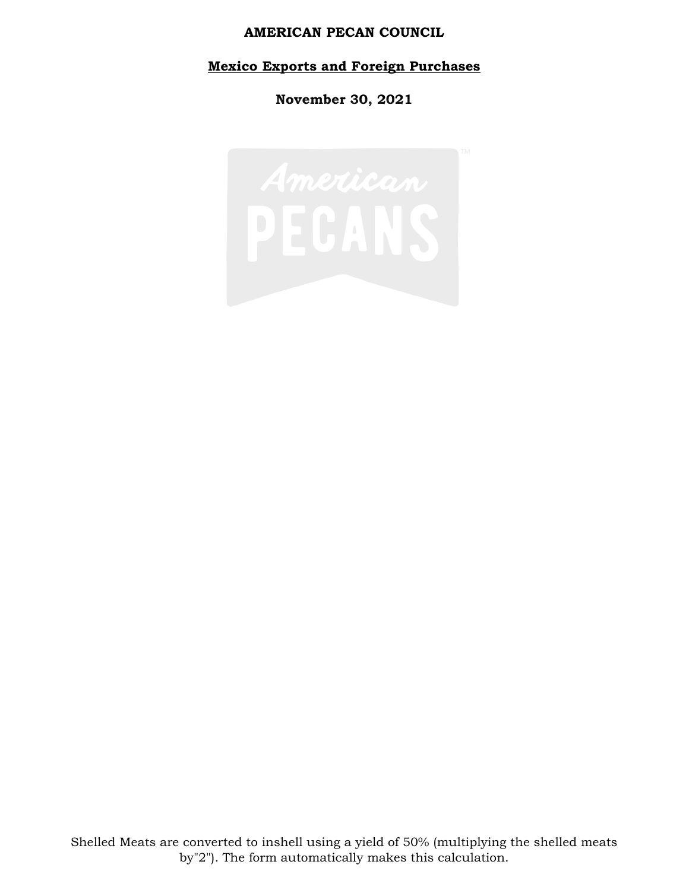**AMERICAN PECAN COUNCIL**

**Mexico Exports and Foreign Purchases**

**November 30, 2021**

Shelled Meats are converted to inshell using a yield of 50% (multiplying the shelled meats by"2"). The form automatically makes this calculation.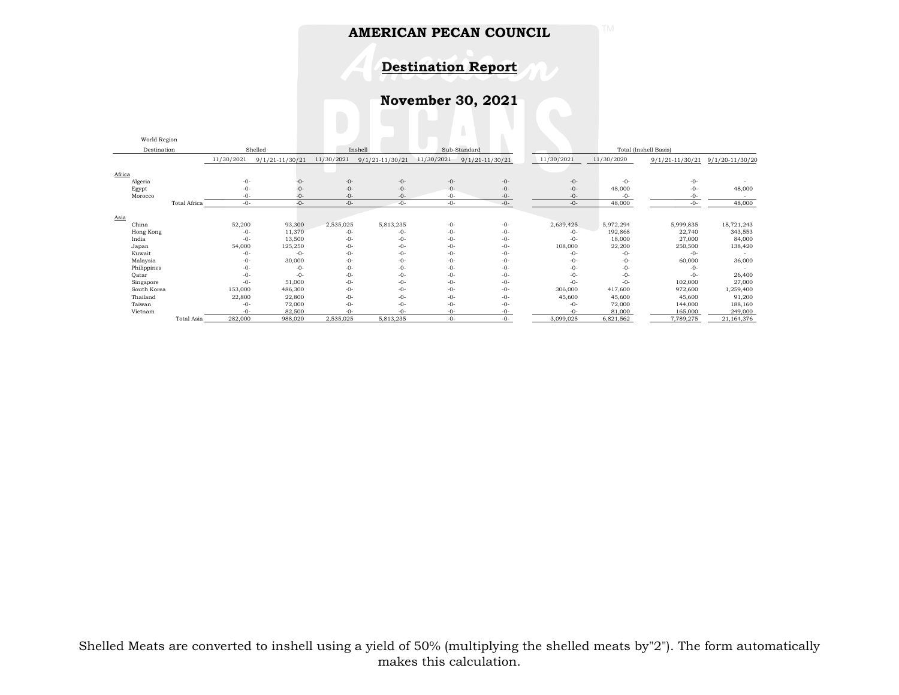# AMERICAN PECAN COUNCIL

## Destination Report

## November 30, 2021

| World Region Destination | Shelled | | Inshell | | Sub-Standard | | Total (Inshell Basis) | | | |
|---|---|---|---|---|---|---|---|---|---|---|
| | 11/30/2021 | 9/1/21-11/30/21 | 11/30/2021 | 9/1/21-11/30/21 | 11/30/2021 | 9/1/21-11/30/21 | 11/30/2021 | 11/30/2020 | 9/1/21-11/30/21 | 9/1/20-11/30/20 |
| **Africa** | | | | | | | | | | |
| Algeria | -0- | -0- | -0- | -0- | -0- | -0- | -0- | -0- | -0- | - |
| Egypt | -0- | -0- | -0- | -0- | -0- | -0- | -0- | 48,000 | -0- | 48,000 |
| Morocco | -0- | -0- | -0- | -0- | -0- | -0- | -0- | -0- | -0- | - |
| Total Africa | -0- | -0- | -0- | -0- | -0- | -0- | -0- | 48,000 | -0- | 48,000 |
| **Asia** | | | | | | | | | | |
| China | 52,200 | 93,300 | 2,535,025 | 5,813,235 | -0- | -0- | 2,639,425 | 5,972,294 | 5,999,835 | 18,721,243 |
| Hong Kong | -0- | 11,370 | -0- | -0- | -0- | -0- | -0- | 192,868 | 22,740 | 343,553 |
| India | -0- | 13,500 | -0- | -0- | -0- | -0- | -0- | 18,000 | 27,000 | 84,000 |
| Japan | 54,000 | 125,250 | -0- | -0- | -0- | -0- | 108,000 | 22,200 | 250,500 | 138,420 |
| Kuwait | -0- | -0- | -0- | -0- | -0- | -0- | -0- | -0- | -0- | - |
| Malaysia | -0- | 30,000 | -0- | -0- | -0- | -0- | -0- | -0- | 60,000 | 36,000 |
| Philippines | -0- | -0- | -0- | -0- | -0- | -0- | -0- | -0- | -0- | - |
| Qatar | -0- | -0- | -0- | -0- | -0- | -0- | -0- | -0- | -0- | 26,400 |
| Singapore | -0- | 51,000 | -0- | -0- | -0- | -0- | -0- | -0- | 102,000 | 27,000 |
| South Korea | 153,000 | 486,300 | -0- | -0- | -0- | -0- | 306,000 | 417,600 | 972,600 | 1,259,400 |
| Thailand | 22,800 | 22,800 | -0- | -0- | -0- | -0- | 45,600 | 45,600 | 45,600 | 91,200 |
| Taiwan | -0- | 72,000 | -0- | -0- | -0- | -0- | -0- | 72,000 | 144,000 | 188,160 |
| Vietnam | -0- | 82,500 | -0- | -0- | -0- | -0- | -0- | 81,000 | 165,000 | 249,000 |
| Total Asia | 282,000 | 988,020 | 2,535,025 | 5,813,235 | -0- | -0- | 3,099,025 | 6,821,562 | 7,789,275 | 21,164,376 |

Shelled Meats are converted to inshell using a yield of 50% (multiplying the shelled meats by"2"). The form automatically makes this calculation.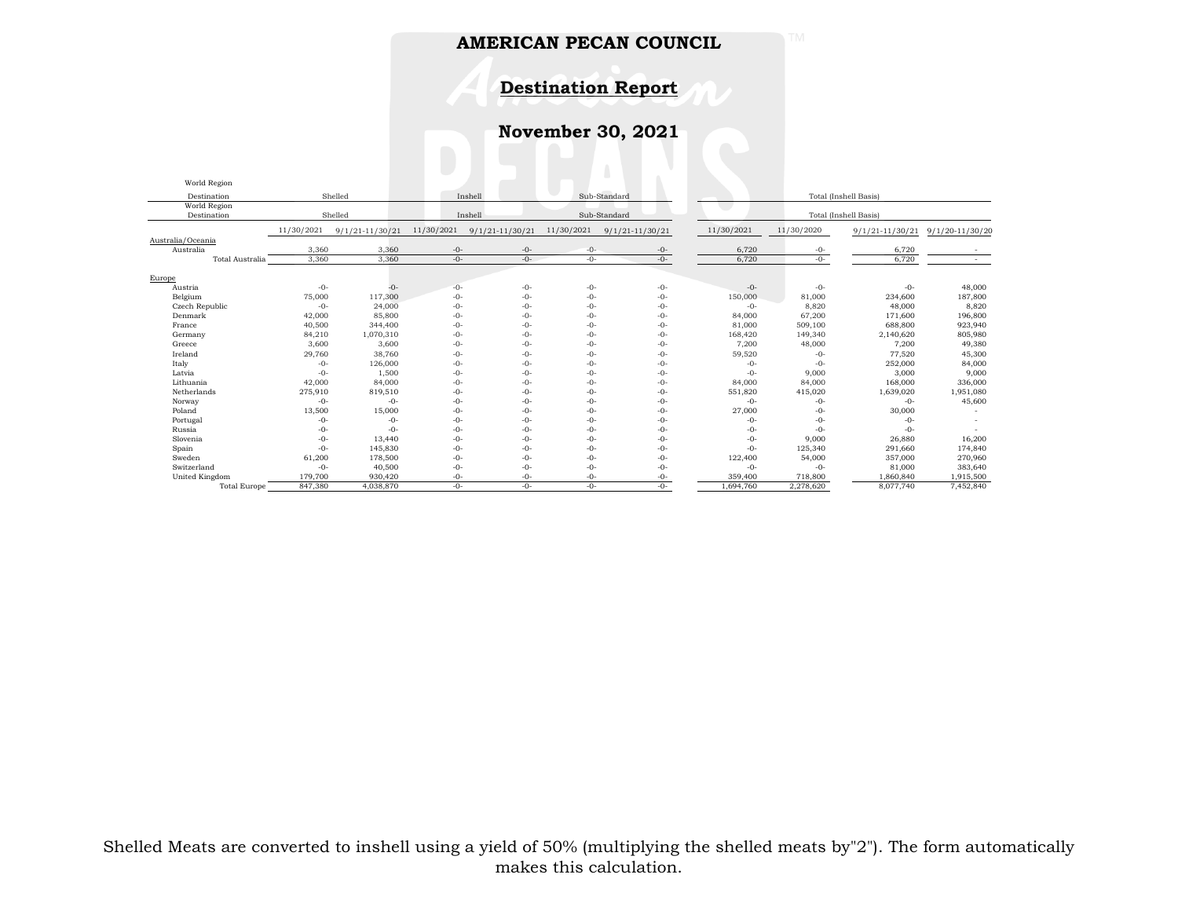# AMERICAN PECAN COUNCIL

## Destination Report

## November 30, 2021

| World Region Destination | Shelled | | Inshell | | Sub-Standard | | Total (Inshell Basis) | | | |
|---|---|---|---|---|---|---|---|---|---|---|
| | 11/30/2021 | 9/1/21-11/30/21 | 11/30/2021 | 9/1/21-11/30/21 | 11/30/2021 | 9/1/21-11/30/21 | 11/30/2021 | 11/30/2020 | 9/1/21-11/30/21 | 9/1/20-11/30/20 |
| **Australia/Oceania** | | | | | | | | | | |
| Australia | 3,360 | 3,360 | -0- | -0- | -0- | -0- | 6,720 | -0- | 6,720 | - |
| Total Australia | 3,360 | 3,360 | -0- | -0- | -0- | -0- | 6,720 | -0- | 6,720 | - |
| **Europe** | | | | | | | | | | |
| Austria | -0- | -0- | -0- | -0- | -0- | -0- | -0- | -0- | -0- | 48,000 |
| Belgium | 75,000 | 117,300 | -0- | -0- | -0- | -0- | 150,000 | 81,000 | 234,600 | 187,800 |
| Czech Republic | -0- | 24,000 | -0- | -0- | -0- | -0- | -0- | 8,820 | 48,000 | 8,820 |
| Denmark | 42,000 | 85,800 | -0- | -0- | -0- | -0- | 84,000 | 67,200 | 171,600 | 196,800 |
| France | 40,500 | 344,400 | -0- | -0- | -0- | -0- | 81,000 | 509,100 | 688,800 | 923,940 |
| Germany | 84,210 | 1,070,310 | -0- | -0- | -0- | -0- | 168,420 | 149,340 | 2,140,620 | 805,980 |
| Greece | 3,600 | 3,600 | -0- | -0- | -0- | -0- | 7,200 | 48,000 | 7,200 | 49,380 |
| Ireland | 29,760 | 38,760 | -0- | -0- | -0- | -0- | 59,520 | -0- | 77,520 | 45,300 |
| Italy | -0- | 126,000 | -0- | -0- | -0- | -0- | -0- | -0- | 252,000 | 84,000 |
| Latvia | -0- | 1,500 | -0- | -0- | -0- | -0- | -0- | 9,000 | 3,000 | 9,000 |
| Lithuania | 42,000 | 84,000 | -0- | -0- | -0- | -0- | 84,000 | 84,000 | 168,000 | 336,000 |
| Netherlands | 275,910 | 819,510 | -0- | -0- | -0- | -0- | 551,820 | 415,020 | 1,639,020 | 1,951,080 |
| Norway | -0- | -0- | -0- | -0- | -0- | -0- | -0- | -0- | -0- | 45,600 |
| Poland | 13,500 | 15,000 | -0- | -0- | -0- | -0- | 27,000 | -0- | 30,000 | - |
| Portugal | -0- | -0- | -0- | -0- | -0- | -0- | -0- | -0- | -0- | - |
| Russia | -0- | -0- | -0- | -0- | -0- | -0- | -0- | -0- | -0- | - |
| Slovenia | -0- | 13,440 | -0- | -0- | -0- | -0- | -0- | 9,000 | 26,880 | 16,200 |
| Spain | -0- | 145,830 | -0- | -0- | -0- | -0- | -0- | 125,340 | 291,660 | 174,840 |
| Sweden | 61,200 | 178,500 | -0- | -0- | -0- | -0- | 122,400 | 54,000 | 357,000 | 270,960 |
| Switzerland | -0- | 40,500 | -0- | -0- | -0- | -0- | -0- | -0- | 81,000 | 383,640 |
| United Kingdom | 179,700 | 930,420 | -0- | -0- | -0- | -0- | 359,400 | 718,800 | 1,860,840 | 1,915,500 |
| Total Europe | 847,380 | 4,038,870 | -0- | -0- | -0- | -0- | 1,694,760 | 2,278,620 | 8,077,740 | 7,452,840 |

Shelled Meats are converted to inshell using a yield of 50% (multiplying the shelled meats by"2"). The form automatically makes this calculation.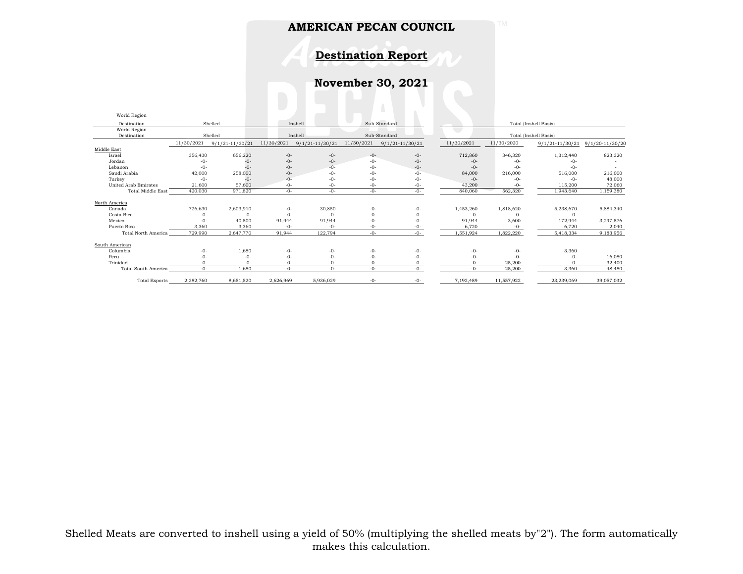# AMERICAN PECAN COUNCIL

## Destination Report

## November 30, 2021

| World Region Destination | Shelled | | Inshell | | Sub-Standard | | Total (Inshell Basis) | | | |
|---|---|---|---|---|---|---|---|---|---|---|
| | 11/30/2021 | 9/1/21-11/30/21 | 11/30/2021 | 9/1/21-11/30/21 | 11/30/2021 | 9/1/21-11/30/21 | 11/30/2021 | 11/30/2020 | 9/1/21-11/30/21 | 9/1/20-11/30/20 |
| Middle East | | | | | | | | | | |
| Israel | 356,430 | 656,220 | -0- | -0- | -0- | -0- | 712,860 | 346,320 | 1,312,440 | 823,320 |
| Jordan | -0- | -0- | -0- | -0- | -0- | -0- | -0- | -0- | -0- | - |
| Lebanon | -0- | -0- | -0- | -0- | -0- | -0- | -0- | -0- | -0- | - |
| Saudi Arabia | 42,000 | 258,000 | -0- | -0- | -0- | -0- | 84,000 | 216,000 | 516,000 | 216,000 |
| Turkey | -0- | -0- | -0- | -0- | -0- | -0- | -0- | -0- | -0- | 48,000 |
| United Arab Emirates | 21,600 | 57,600 | -0- | -0- | -0- | -0- | 43,200 | -0- | 115,200 | 72,060 |
| Total Middle East | 420,030 | 971,820 | -0- | -0- | -0- | -0- | 840,060 | 562,320 | 1,943,640 | 1,159,380 |
| North America | | | | | | | | | | |
| Canada | 726,630 | 2,603,910 | -0- | 30,850 | -0- | -0- | 1,453,260 | 1,818,620 | 5,238,670 | 5,884,340 |
| Costa Rica | -0- | -0- | -0- | -0- | -0- | -0- | -0- | -0- | -0- | - |
| Mexico | -0- | 40,500 | 91,944 | 91,944 | -0- | -0- | 91,944 | 3,600 | 172,944 | 3,297,576 |
| Puerto Rico | 3,360 | 3,360 | -0- | -0- | -0- | -0- | 6,720 | -0- | 6,720 | 2,040 |
| Total North America | 729,990 | 2,647,770 | 91,944 | 122,794 | -0- | -0- | 1,551,924 | 1,822,220 | 5,418,334 | 9,183,956 |
| South American | | | | | | | | | | |
| Columbia | -0- | 1,680 | -0- | -0- | -0- | -0- | -0- | -0- | 3,360 | - |
| Peru | -0- | -0- | -0- | -0- | -0- | -0- | -0- | -0- | -0- | 16,080 |
| Trinidad | -0- | -0- | -0- | -0- | -0- | -0- | -0- | 25,200 | -0- | 32,400 |
| Total South America | -0- | 1,680 | -0- | -0- | -0- | -0- | -0- | 25,200 | 3,360 | 48,480 |
| Total Exports | 2,282,760 | 8,651,520 | 2,626,969 | 5,936,029 | -0- | -0- | 7,192,489 | 11,557,922 | 23,239,069 | 39,057,032 |

Shelled Meats are converted to inshell using a yield of 50% (multiplying the shelled meats by"2"). The form automatically makes this calculation.